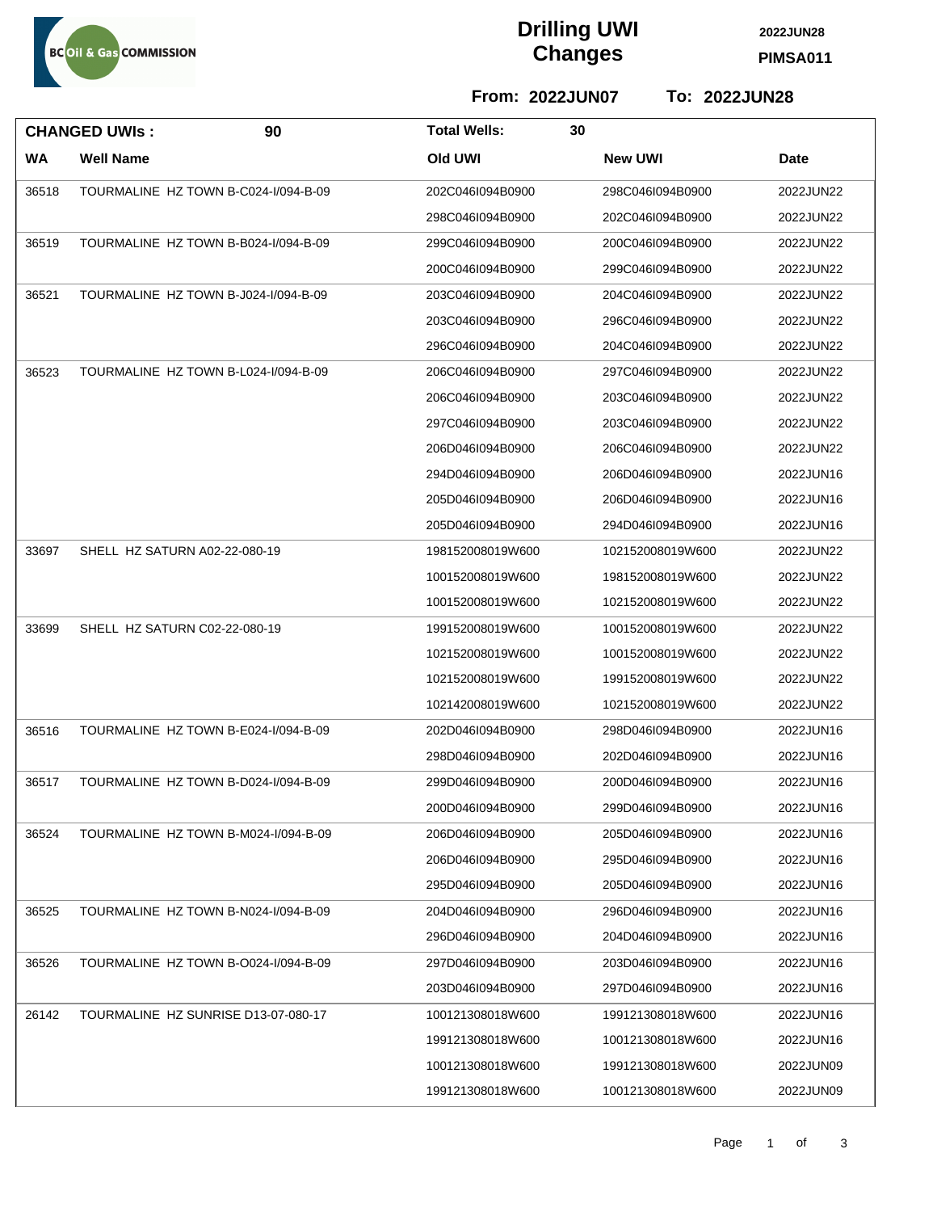BC Oil & Gas COMMISSION

# Drilling UWI Changes

2022JUN28

PIMSA011

**From: 2022JUN07 To: 2022JUN28**

| **CHANGED UWIs : 90** | | **Total Wells: 30** | | |
|---|---|---|---|---|
| **WA** | **Well Name** | **Old UWI** | **New UWI** | **Date** |
| 36518 | TOURMALINE HZ TOWN B-C024-I/094-B-09 | 202C046I094B0900 | 298C046I094B0900 | 2022JUN22 |
| | | 298C046I094B0900 | 202C046I094B0900 | 2022JUN22 |
| 36519 | TOURMALINE HZ TOWN B-B024-I/094-B-09 | 299C046I094B0900 | 200C046I094B0900 | 2022JUN22 |
| | | 200C046I094B0900 | 299C046I094B0900 | 2022JUN22 |
| 36521 | TOURMALINE HZ TOWN B-J024-I/094-B-09 | 203C046I094B0900 | 204C046I094B0900 | 2022JUN22 |
| | | 203C046I094B0900 | 296C046I094B0900 | 2022JUN22 |
| | | 296C046I094B0900 | 204C046I094B0900 | 2022JUN22 |
| 36523 | TOURMALINE HZ TOWN B-L024-I/094-B-09 | 206C046I094B0900 | 297C046I094B0900 | 2022JUN22 |
| | | 206C046I094B0900 | 203C046I094B0900 | 2022JUN22 |
| | | 297C046I094B0900 | 203C046I094B0900 | 2022JUN22 |
| | | 206D046I094B0900 | 206C046I094B0900 | 2022JUN22 |
| | | 294D046I094B0900 | 206D046I094B0900 | 2022JUN16 |
| | | 205D046I094B0900 | 206D046I094B0900 | 2022JUN16 |
| | | 205D046I094B0900 | 294D046I094B0900 | 2022JUN16 |
| 33697 | SHELL HZ SATURN A02-22-080-19 | 198152008019W600 | 102152008019W600 | 2022JUN22 |
| | | 100152008019W600 | 198152008019W600 | 2022JUN22 |
| | | 100152008019W600 | 102152008019W600 | 2022JUN22 |
| 33699 | SHELL HZ SATURN C02-22-080-19 | 199152008019W600 | 100152008019W600 | 2022JUN22 |
| | | 102152008019W600 | 100152008019W600 | 2022JUN22 |
| | | 102152008019W600 | 199152008019W600 | 2022JUN22 |
| | | 102142008019W600 | 102152008019W600 | 2022JUN22 |
| 36516 | TOURMALINE HZ TOWN B-E024-I/094-B-09 | 202D046I094B0900 | 298D046I094B0900 | 2022JUN16 |
| | | 298D046I094B0900 | 202D046I094B0900 | 2022JUN16 |
| 36517 | TOURMALINE HZ TOWN B-D024-I/094-B-09 | 299D046I094B0900 | 200D046I094B0900 | 2022JUN16 |
| | | 200D046I094B0900 | 299D046I094B0900 | 2022JUN16 |
| 36524 | TOURMALINE HZ TOWN B-M024-I/094-B-09 | 206D046I094B0900 | 205D046I094B0900 | 2022JUN16 |
| | | 206D046I094B0900 | 295D046I094B0900 | 2022JUN16 |
| | | 295D046I094B0900 | 205D046I094B0900 | 2022JUN16 |
| 36525 | TOURMALINE HZ TOWN B-N024-I/094-B-09 | 204D046I094B0900 | 296D046I094B0900 | 2022JUN16 |
| | | 296D046I094B0900 | 204D046I094B0900 | 2022JUN16 |
| 36526 | TOURMALINE HZ TOWN B-O024-I/094-B-09 | 297D046I094B0900 | 203D046I094B0900 | 2022JUN16 |
| | | 203D046I094B0900 | 297D046I094B0900 | 2022JUN16 |
| 26142 | TOURMALINE HZ SUNRISE D13-07-080-17 | 100121308018W600 | 199121308018W600 | 2022JUN16 |
| | | 199121308018W600 | 100121308018W600 | 2022JUN16 |
| | | 100121308018W600 | 199121308018W600 | 2022JUN09 |
| | | 199121308018W600 | 100121308018W600 | 2022JUN09 |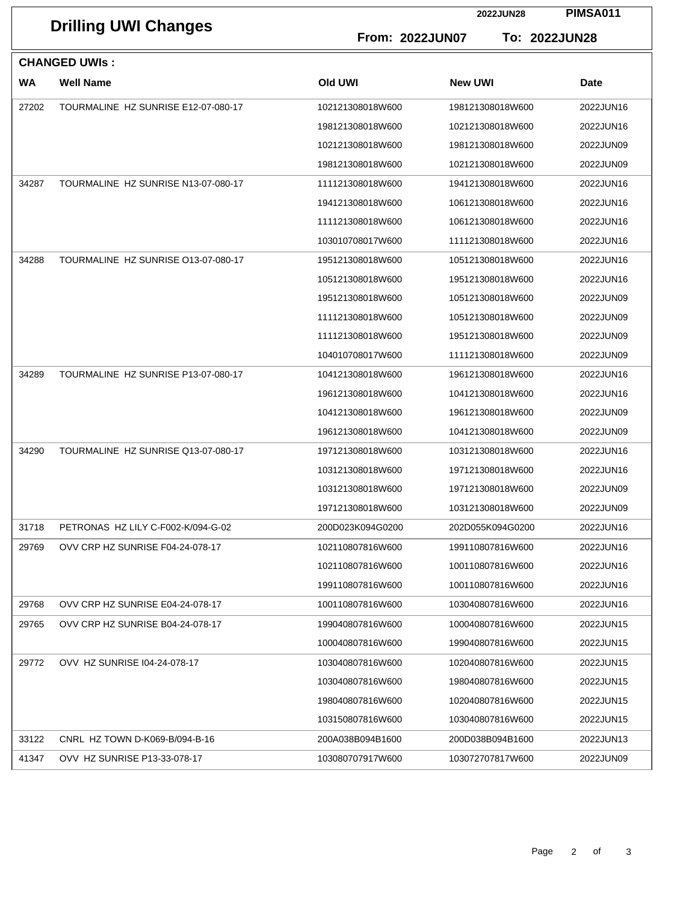# Drilling UWI Changes

2022JUN28 PIMSA011

From: 2022JUN07 To: 2022JUN28

## CHANGED UWIs :

| WA | Well Name | Old UWI | New UWI | Date |
|---|---|---|---|---|
| 27202 | TOURMALINE HZ SUNRISE E12-07-080-17 | 102121308018W600 | 198121308018W600 | 2022JUN16 |
| | | 198121308018W600 | 102121308018W600 | 2022JUN16 |
| | | 102121308018W600 | 198121308018W600 | 2022JUN09 |
| | | 198121308018W600 | 102121308018W600 | 2022JUN09 |
| 34287 | TOURMALINE HZ SUNRISE N13-07-080-17 | 111121308018W600 | 194121308018W600 | 2022JUN16 |
| | | 194121308018W600 | 106121308018W600 | 2022JUN16 |
| | | 111121308018W600 | 106121308018W600 | 2022JUN16 |
| | | 103010708017W600 | 111121308018W600 | 2022JUN16 |
| 34288 | TOURMALINE HZ SUNRISE O13-07-080-17 | 195121308018W600 | 105121308018W600 | 2022JUN16 |
| | | 105121308018W600 | 195121308018W600 | 2022JUN16 |
| | | 195121308018W600 | 105121308018W600 | 2022JUN09 |
| | | 111121308018W600 | 105121308018W600 | 2022JUN09 |
| | | 111121308018W600 | 195121308018W600 | 2022JUN09 |
| | | 104010708017W600 | 111121308018W600 | 2022JUN09 |
| 34289 | TOURMALINE HZ SUNRISE P13-07-080-17 | 104121308018W600 | 196121308018W600 | 2022JUN16 |
| | | 196121308018W600 | 104121308018W600 | 2022JUN16 |
| | | 104121308018W600 | 196121308018W600 | 2022JUN09 |
| | | 196121308018W600 | 104121308018W600 | 2022JUN09 |
| 34290 | TOURMALINE HZ SUNRISE Q13-07-080-17 | 197121308018W600 | 103121308018W600 | 2022JUN16 |
| | | 103121308018W600 | 197121308018W600 | 2022JUN16 |
| | | 103121308018W600 | 197121308018W600 | 2022JUN09 |
| | | 197121308018W600 | 103121308018W600 | 2022JUN09 |
| 31718 | PETRONAS HZ LILY C-F002-K/094-G-02 | 200D023K094G0200 | 202D055K094G0200 | 2022JUN16 |
| 29769 | OVV CRP HZ SUNRISE F04-24-078-17 | 102110807816W600 | 199110807816W600 | 2022JUN16 |
| | | 102110807816W600 | 100110807816W600 | 2022JUN16 |
| | | 199110807816W600 | 100110807816W600 | 2022JUN16 |
| 29768 | OVV CRP HZ SUNRISE E04-24-078-17 | 100110807816W600 | 103040807816W600 | 2022JUN16 |
| 29765 | OVV CRP HZ SUNRISE B04-24-078-17 | 199040807816W600 | 100040807816W600 | 2022JUN15 |
| | | 100040807816W600 | 199040807816W600 | 2022JUN15 |
| 29772 | OVV HZ SUNRISE I04-24-078-17 | 103040807816W600 | 102040807816W600 | 2022JUN15 |
| | | 103040807816W600 | 198040807816W600 | 2022JUN15 |
| | | 198040807816W600 | 102040807816W600 | 2022JUN15 |
| | | 103150807816W600 | 103040807816W600 | 2022JUN15 |
| 33122 | CNRL HZ TOWN D-K069-B/094-B-16 | 200A038B094B1600 | 200D038B094B1600 | 2022JUN13 |
| 41347 | OVV HZ SUNRISE P13-33-078-17 | 103080707917W600 | 103072707817W600 | 2022JUN09 |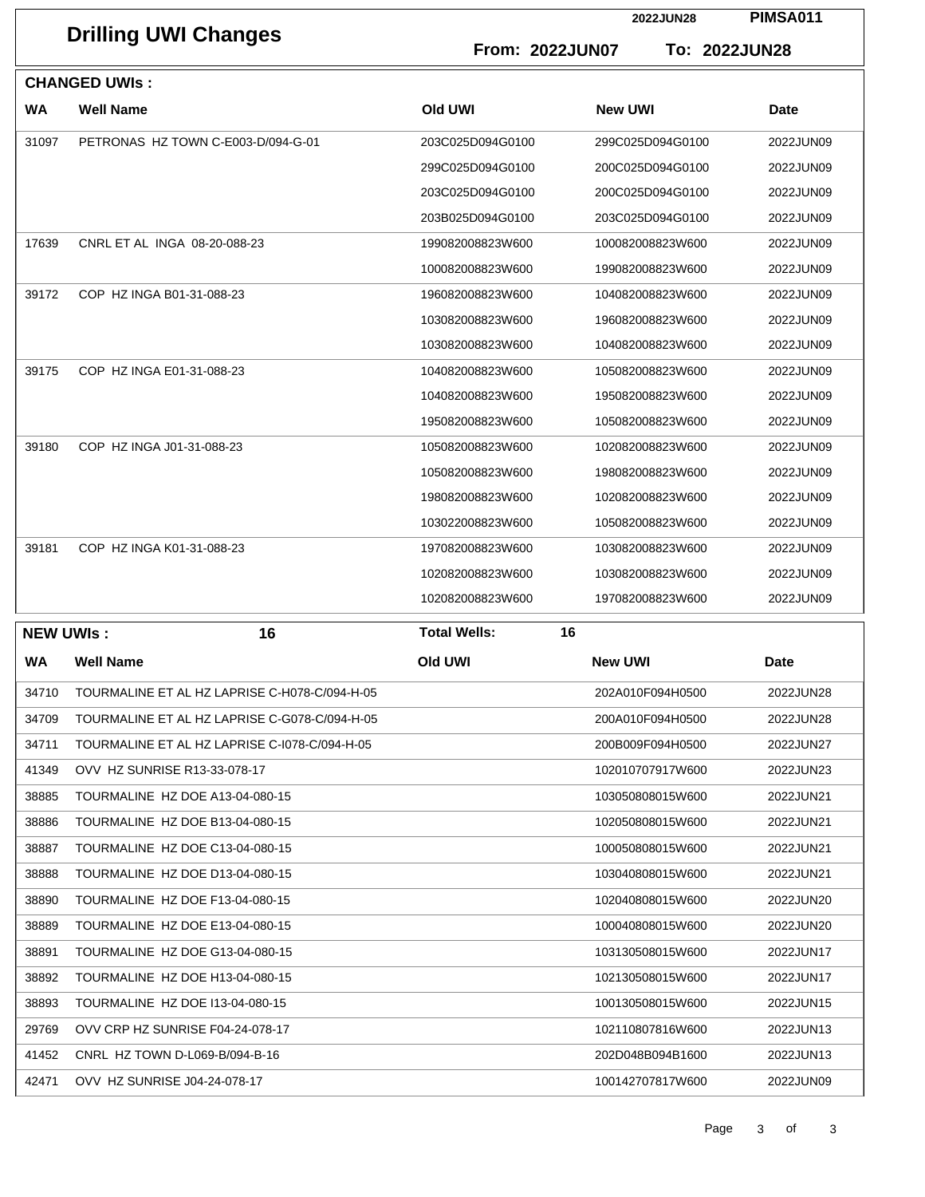# Drilling UWI Changes

2022JUN28 PIMSA011

**From: 2022JUN07 To: 2022JUN28**

## CHANGED UWIs :

| WA | Well Name | Old UWI | New UWI | Date |
|---|---|---|---|---|
| 31097 | PETRONAS HZ TOWN C-E003-D/094-G-01 | 203C025D094G0100 | 299C025D094G0100 | 2022JUN09 |
| | | 299C025D094G0100 | 200C025D094G0100 | 2022JUN09 |
| | | 203C025D094G0100 | 200C025D094G0100 | 2022JUN09 |
| | | 203B025D094G0100 | 203C025D094G0100 | 2022JUN09 |
| 17639 | CNRL ET AL INGA 08-20-088-23 | 199082008823W600 | 100082008823W600 | 2022JUN09 |
| | | 100082008823W600 | 199082008823W600 | 2022JUN09 |
| 39172 | COP HZ INGA B01-31-088-23 | 196082008823W600 | 104082008823W600 | 2022JUN09 |
| | | 103082008823W600 | 196082008823W600 | 2022JUN09 |
| | | 103082008823W600 | 104082008823W600 | 2022JUN09 |
| 39175 | COP HZ INGA E01-31-088-23 | 104082008823W600 | 105082008823W600 | 2022JUN09 |
| | | 104082008823W600 | 195082008823W600 | 2022JUN09 |
| | | 195082008823W600 | 105082008823W600 | 2022JUN09 |
| 39180 | COP HZ INGA J01-31-088-23 | 105082008823W600 | 102082008823W600 | 2022JUN09 |
| | | 105082008823W600 | 198082008823W600 | 2022JUN09 |
| | | 198082008823W600 | 102082008823W600 | 2022JUN09 |
| | | 103022008823W600 | 105082008823W600 | 2022JUN09 |
| 39181 | COP HZ INGA K01-31-088-23 | 197082008823W600 | 103082008823W600 | 2022JUN09 |
| | | 102082008823W600 | 103082008823W600 | 2022JUN09 |
| | | 102082008823W600 | 197082008823W600 | 2022JUN09 |

## NEW UWIs : 16

**Total Wells: 16**

| WA | Well Name | Old UWI | New UWI | Date |
|---|---|---|---|---|
| 34710 | TOURMALINE ET AL HZ LAPRISE C-H078-C/094-H-05 | | 202A010F094H0500 | 2022JUN28 |
| 34709 | TOURMALINE ET AL HZ LAPRISE C-G078-C/094-H-05 | | 200A010F094H0500 | 2022JUN28 |
| 34711 | TOURMALINE ET AL HZ LAPRISE C-I078-C/094-H-05 | | 200B009F094H0500 | 2022JUN27 |
| 41349 | OVV HZ SUNRISE R13-33-078-17 | | 102010707917W600 | 2022JUN23 |
| 38885 | TOURMALINE HZ DOE A13-04-080-15 | | 103050808015W600 | 2022JUN21 |
| 38886 | TOURMALINE HZ DOE B13-04-080-15 | | 102050808015W600 | 2022JUN21 |
| 38887 | TOURMALINE HZ DOE C13-04-080-15 | | 100050808015W600 | 2022JUN21 |
| 38888 | TOURMALINE HZ DOE D13-04-080-15 | | 103040808015W600 | 2022JUN21 |
| 38890 | TOURMALINE HZ DOE F13-04-080-15 | | 102040808015W600 | 2022JUN20 |
| 38889 | TOURMALINE HZ DOE E13-04-080-15 | | 100040808015W600 | 2022JUN20 |
| 38891 | TOURMALINE HZ DOE G13-04-080-15 | | 103130508015W600 | 2022JUN17 |
| 38892 | TOURMALINE HZ DOE H13-04-080-15 | | 102130508015W600 | 2022JUN17 |
| 38893 | TOURMALINE HZ DOE I13-04-080-15 | | 100130508015W600 | 2022JUN15 |
| 29769 | OVV CRP HZ SUNRISE F04-24-078-17 | | 102110807816W600 | 2022JUN13 |
| 41452 | CNRL HZ TOWN D-L069-B/094-B-16 | | 202D048B094B1600 | 2022JUN13 |
| 42471 | OVV HZ SUNRISE J04-24-078-17 | | 100142707817W600 | 2022JUN09 |